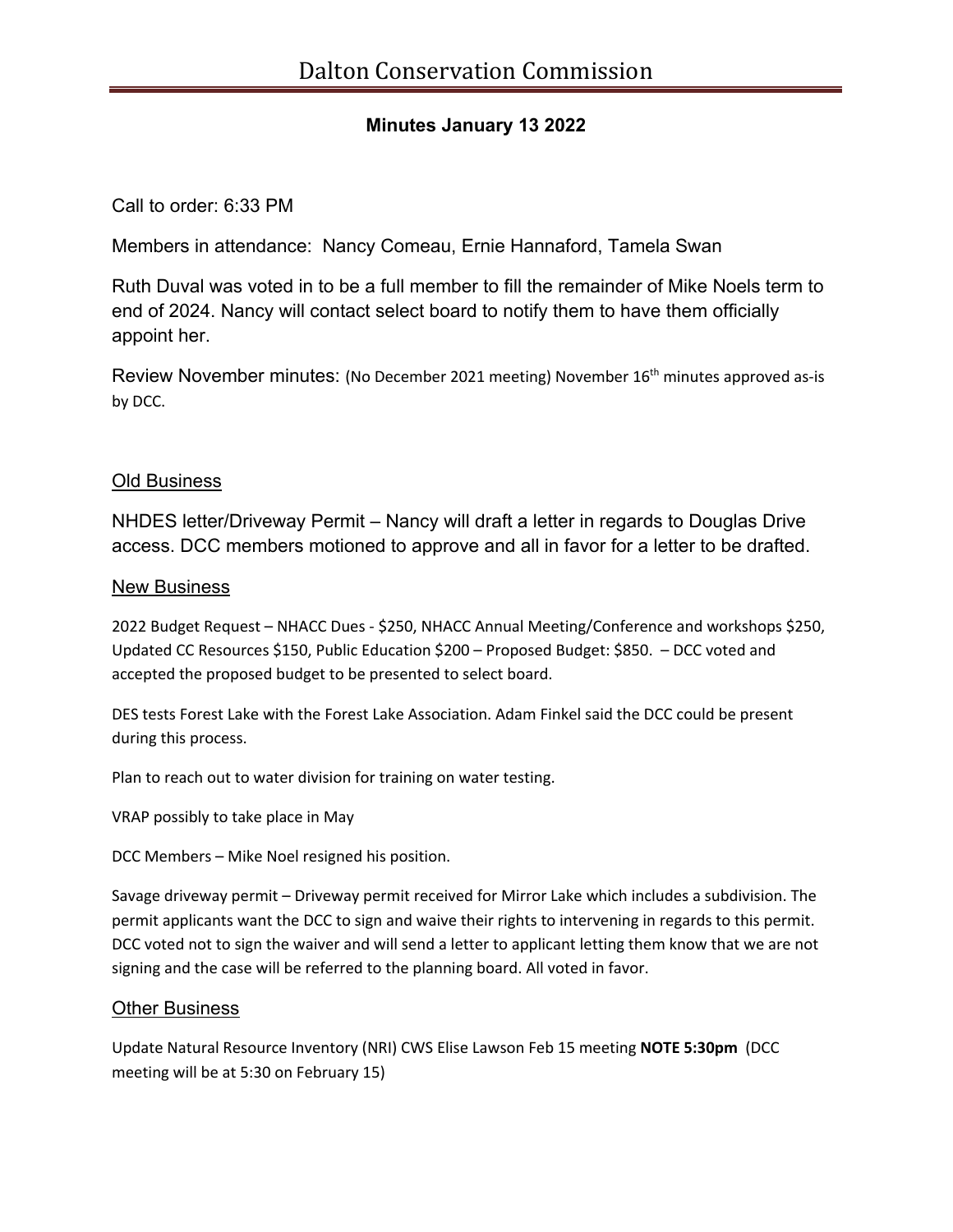# Dalton Conservation Commission

## Minutes January 13 2022

Call to order: 6:33 PM

Members in attendance: Nancy Comeau, Ernie Hannaford, Tamela Swan

Ruth Duval was voted in to be a full member to fill the remainder of Mike Noels term to end of 2024. Nancy will contact select board to notify them to have them officially appoint her.

Review November minutes: (No December 2021 meeting) November 16th minutes approved as-is by DCC.

### Old Business

NHDES letter/Driveway Permit – Nancy will draft a letter in regards to Douglas Drive access. DCC members motioned to approve and all in favor for a letter to be drafted.

### New Business

2022 Budget Request – NHACC Dues - $250, NHACC Annual Meeting/Conference and workshops $250, Updated CC Resources $150, Public Education $200 – Proposed Budget: $850. – DCC voted and accepted the proposed budget to be presented to select board.

DES tests Forest Lake with the Forest Lake Association. Adam Finkel said the DCC could be present during this process.

Plan to reach out to water division for training on water testing.

VRAP possibly to take place in May

DCC Members – Mike Noel resigned his position.

Savage driveway permit – Driveway permit received for Mirror Lake which includes a subdivision. The permit applicants want the DCC to sign and waive their rights to intervening in regards to this permit. DCC voted not to sign the waiver and will send a letter to applicant letting them know that we are not signing and the case will be referred to the planning board. All voted in favor.

### Other Business

Update Natural Resource Inventory (NRI) CWS Elise Lawson Feb 15 meeting **NOTE 5:30pm** (DCC meeting will be at 5:30 on February 15)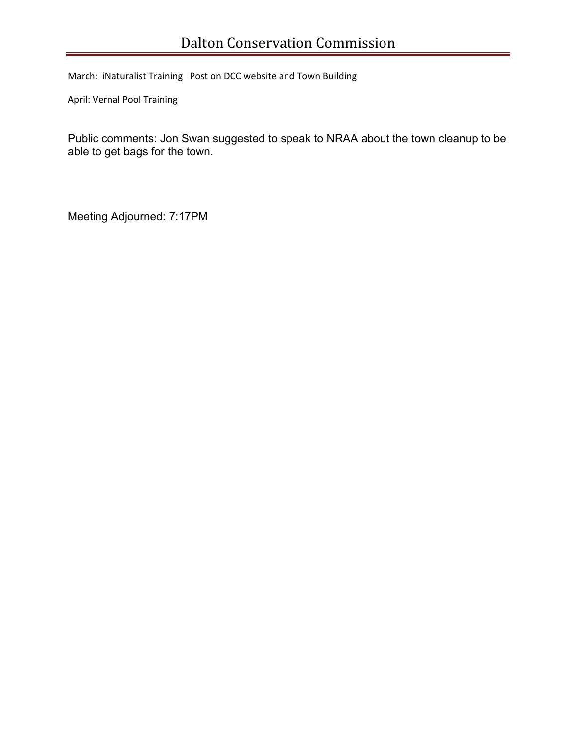March: iNaturalist Training   Post on DCC website and Town Building

April: Vernal Pool Training

Public comments: Jon Swan suggested to speak to NRAA about the town cleanup to be able to get bags for the town.

Meeting Adjourned: 7:17PM